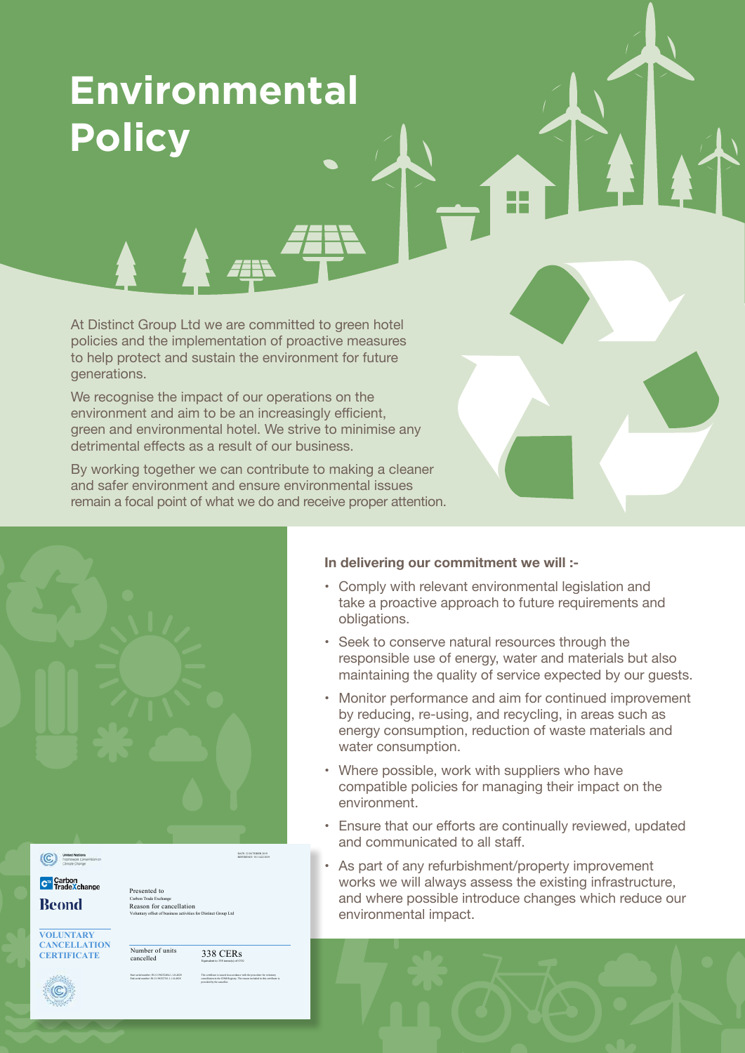# Environmental Policy

At Distinct Group Ltd we are committed to green hotel policies and the implementation of proactive measures to help protect and sustain the environment for future generations.

We recognise the impact of our operations on the environment and aim to be an increasingly efficient, green and environmental hotel. We strive to minimise any detrimental effects as a result of our business.

By working together we can contribute to making a cleaner and safer environment and ensure environmental issues remain a focal point of what we do and receive proper attention.

**In delivering our commitment we will :-**

- Comply with relevant environmental legislation and take a proactive approach to future requirements and obligations.
- Seek to conserve natural resources through the responsible use of energy, water and materials but also maintaining the quality of service expected by our guests.
- Monitor performance and aim for continued improvement by reducing, re-using, and recycling, in areas such as energy consumption, reduction of waste materials and water consumption.
- Where possible, work with suppliers who have compatible policies for managing their impact on the environment.
- Ensure that our efforts are continually reviewed, updated and communicated to all staff.
- As part of any refurbishment/property improvement works we will always assess the existing infrastructure, and where possible introduce changes which reduce our environmental impact.

United Nations Framework Convention on Climate Change

Carbon TradeXchange

Beond

VOLUNTARY CANCELLATION CERTIFICATE

Presented to
Carbon Trade Exchange
Reason for cancellation
Voluntary offset of business activities for Distinct Group Ltd

Number of units cancelled
338 CERs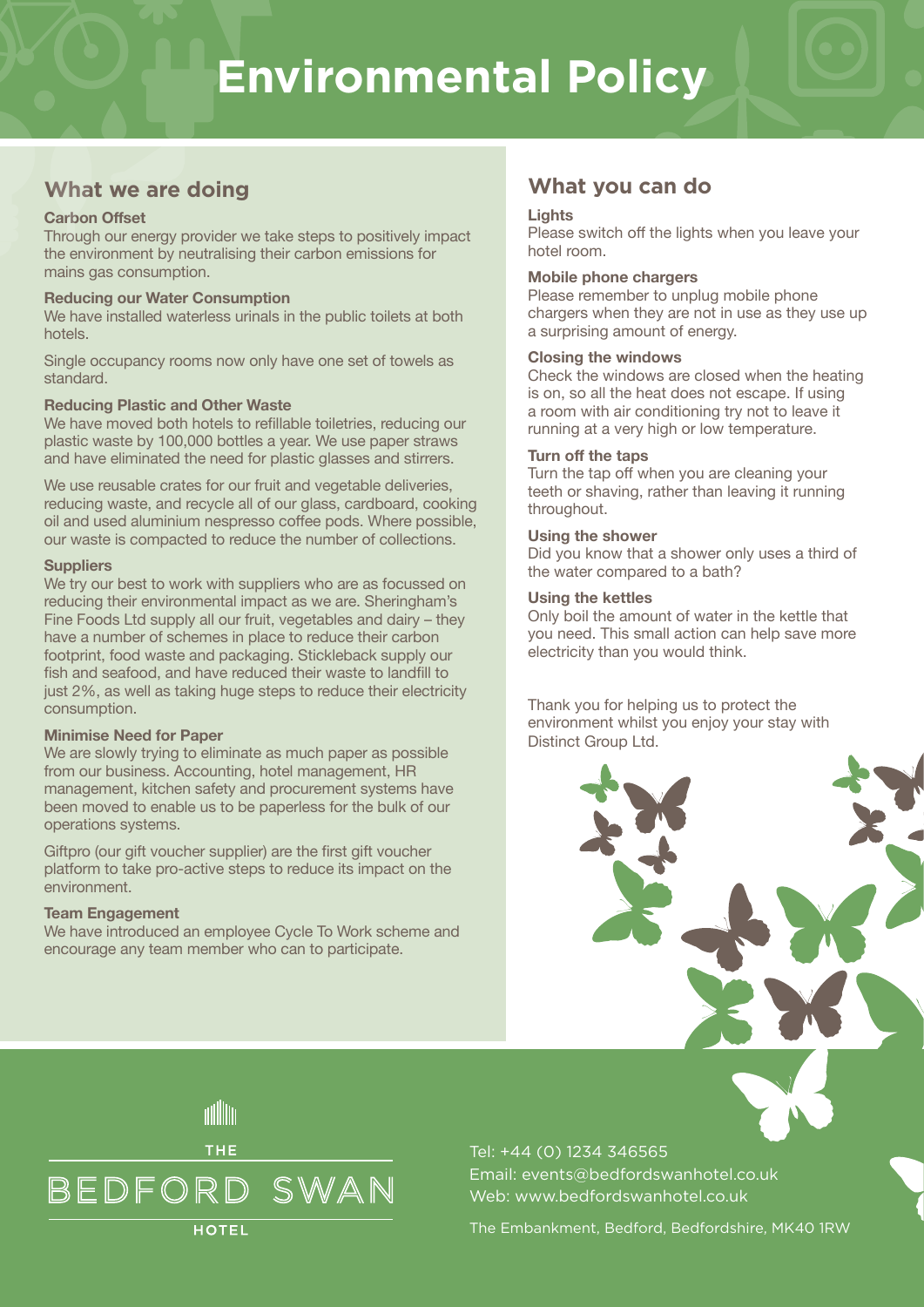# Environmental Policy

## What we are doing

### Carbon Offset

Through our energy provider we take steps to positively impact the environment by neutralising their carbon emissions for mains gas consumption.

### Reducing our Water Consumption

We have installed waterless urinals in the public toilets at both hotels.

Single occupancy rooms now only have one set of towels as standard.

### Reducing Plastic and Other Waste

We have moved both hotels to refillable toiletries, reducing our plastic waste by 100,000 bottles a year. We use paper straws and have eliminated the need for plastic glasses and stirrers.

We use reusable crates for our fruit and vegetable deliveries, reducing waste, and recycle all of our glass, cardboard, cooking oil and used aluminium nespresso coffee pods. Where possible, our waste is compacted to reduce the number of collections.

### Suppliers

We try our best to work with suppliers who are as focussed on reducing their environmental impact as we are. Sheringham's Fine Foods Ltd supply all our fruit, vegetables and dairy – they have a number of schemes in place to reduce their carbon footprint, food waste and packaging. Stickleback supply our fish and seafood, and have reduced their waste to landfill to just 2%, as well as taking huge steps to reduce their electricity consumption.

### Minimise Need for Paper

We are slowly trying to eliminate as much paper as possible from our business. Accounting, hotel management, HR management, kitchen safety and procurement systems have been moved to enable us to be paperless for the bulk of our operations systems.

Giftpro (our gift voucher supplier) are the first gift voucher platform to take pro-active steps to reduce its impact on the environment.

### Team Engagement

We have introduced an employee Cycle To Work scheme and encourage any team member who can to participate.

## What you can do

### Lights

Please switch off the lights when you leave your hotel room.

### Mobile phone chargers

Please remember to unplug mobile phone chargers when they are not in use as they use up a surprising amount of energy.

### Closing the windows

Check the windows are closed when the heating is on, so all the heat does not escape. If using a room with air conditioning try not to leave it running at a very high or low temperature.

### Turn off the taps

Turn the tap off when you are cleaning your teeth or shaving, rather than leaving it running throughout.

### Using the shower

Did you know that a shower only uses a third of the water compared to a bath?

### Using the kettles

Only boil the amount of water in the kettle that you need. This small action can help save more electricity than you would think.

Thank you for helping us to protect the environment whilst you enjoy your stay with Distinct Group Ltd.

THE BEDFORD SWAN HOTEL

Tel: +44 (0) 1234 346565
Email: events@bedfordswanhotel.co.uk
Web: www.bedfordswanhotel.co.uk

The Embankment, Bedford, Bedfordshire, MK40 1RW